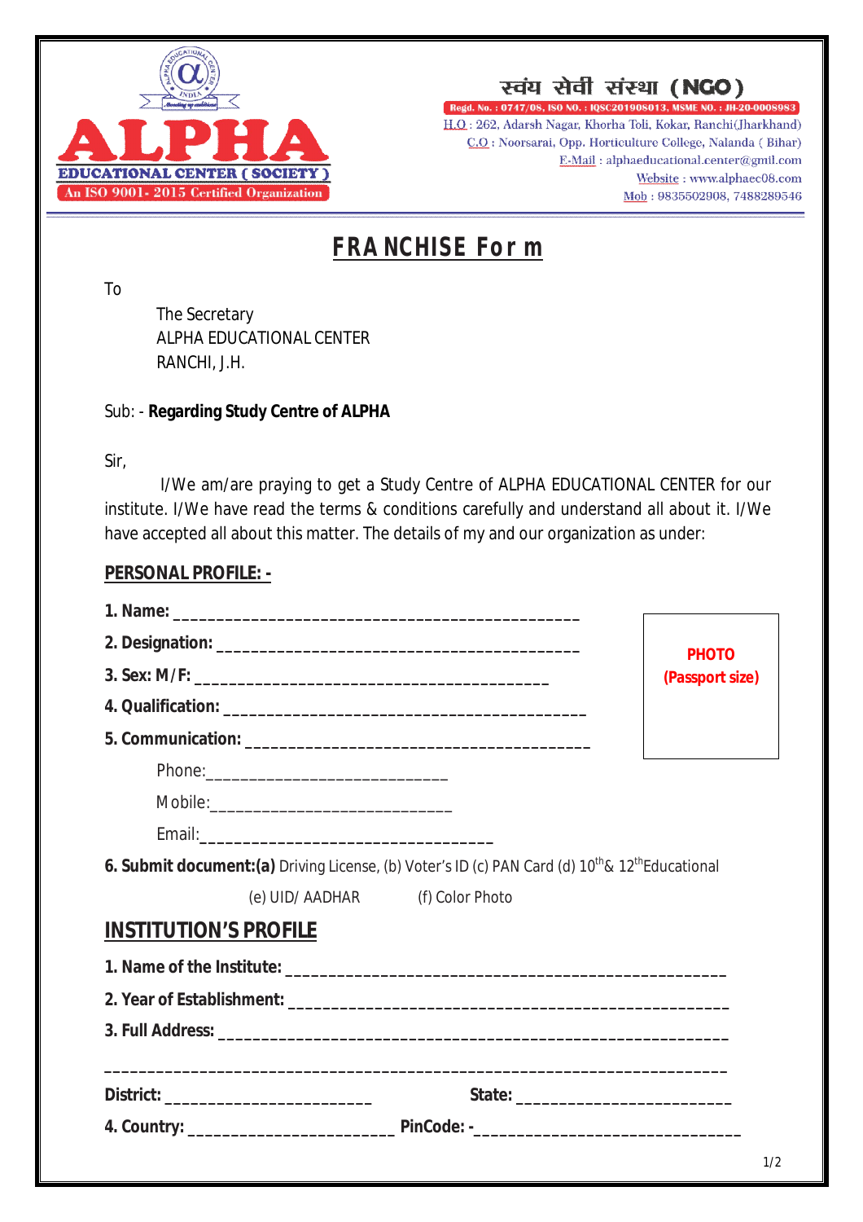स्वंय सेवी संस्था (NGO)

ALPHA EDUCATIONAL CENTER (SOCIETY)
An ISO 9001- 2015 Certified Organization

Regd. No. : 0747/08, ISO NO. : IQSC201908013, MSME NO. : JH-20-0008983
H.O : 262, Adarsh Nagar, Khorha Toli, Kokar, Ranchi(Jharkhand)
C.O : Noorsarai, Opp. Horticulture College, Nalanda ( Bihar)
E-Mail : alphaeducational.center@gmil.com
Website : www.alphaec08.com
Mob : 9835502908, 7488289546

# FRANCHISE Form

To

The Secretary
ALPHA EDUCATIONAL CENTER
RANCHI, J.H.

Sub: - **Regarding Study Centre of ALPHA**

Sir,

I/We am/are praying to get a Study Centre of ALPHA EDUCATIONAL CENTER for our institute. I/We have read the terms & conditions carefully and understand all about it. I/We have accepted all about this matter. The details of my and our organization as under:

## PERSONAL PROFILE: -

**PHOTO (Passport size)**

**1. Name:** ______________________________________________

**2. Designation:** ______________________________________

**3. Sex: M/F:** ________________________________________

**4. Qualification:** _____________________________________

**5. Communication:** ___________________________________

Phone:__________________________

Mobile:__________________________

Email:_________________________________

**6. Submit document:(a)** Driving License, (b) Voter's ID (c) PAN Card (d) 10th & 12th Educational (e) UID/ AADHAR (f) Color Photo

## INSTITUTION'S PROFILE

**1. Name of the Institute:** ___________________________________________________

**2. Year of Establishment:** __________________________________________________

**3. Full Address:** __________________________________________________________

___________________________________________________________________________

**District:** _______________________ **State:** _______________________

**4. Country:** _______________________ **PinCode: -**_____________________________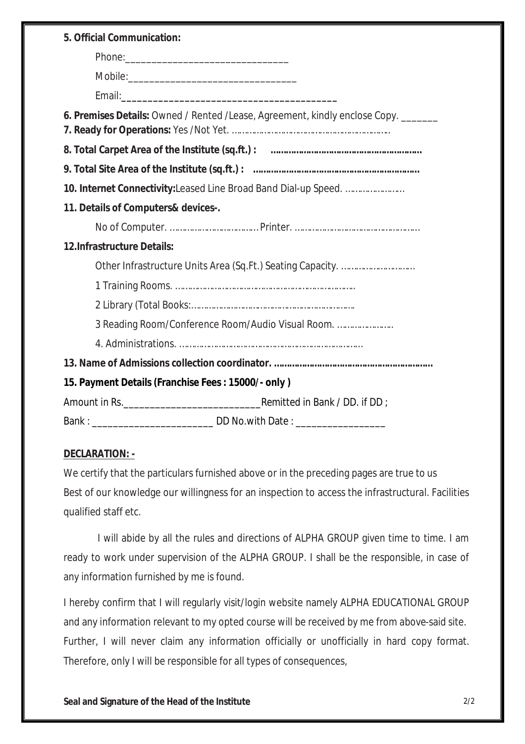**5. Official Communication:**

Phone:______________________________

Mobile:_______________________________

Email:_________________________________________

**6. Premises Details:** Owned / Rented /Lease, Agreement, kindly enclose Copy. _______

**7. Ready for Operations:** Yes /Not Yet. ………………………………………………………

**8. Total Carpet Area of the Institute (sq.ft.) : ………………………………………………….**

**9. Total Site Area of the Institute (sq.ft.) : ……………………………………………………….**

**10. Internet Connectivity:**Leased Line Broad Band Dial-up Speed. ……………………

**11. Details of Computers& devices-.**

No of Computer. ……………………………… Printer. ……………………………………………

**12.Infrastructure Details:**

Other Infrastructure Units Area (Sq.Ft.) Seating Capacity. …………………………

1 Training Rooms. …………………………………………………………………

2 Library (Total Books:……………………………………………………………

3 Reading Room/Conference Room/Audio Visual Room. ……………………

4. Administrations. …………………………………………………………………

**13. Name of Admissions collection coordinator. ……………………………………………………**

**15. Payment Details (Franchise Fees : 15000/- only )**

Amount in Rs.__________________________Remitted in Bank / DD. if DD ;

Bank : _______________________ DD No.with Date : _________________

**DECLARATION: -**

We certify that the particulars furnished above or in the preceding pages are true to us Best of our knowledge our willingness for an inspection to access the infrastructural. Facilities qualified staff etc.

I will abide by all the rules and directions of ALPHA GROUP given time to time. I am ready to work under supervision of the ALPHA GROUP. I shall be the responsible, in case of any information furnished by me is found.

I hereby confirm that I will regularly visit/login website namely ALPHA EDUCATIONAL GROUP and any information relevant to my opted course will be received by me from above-said site. Further, I will never claim any information officially or unofficially in hard copy format. Therefore, only I will be responsible for all types of consequences,

**Seal and Signature of the Head of the Institute**